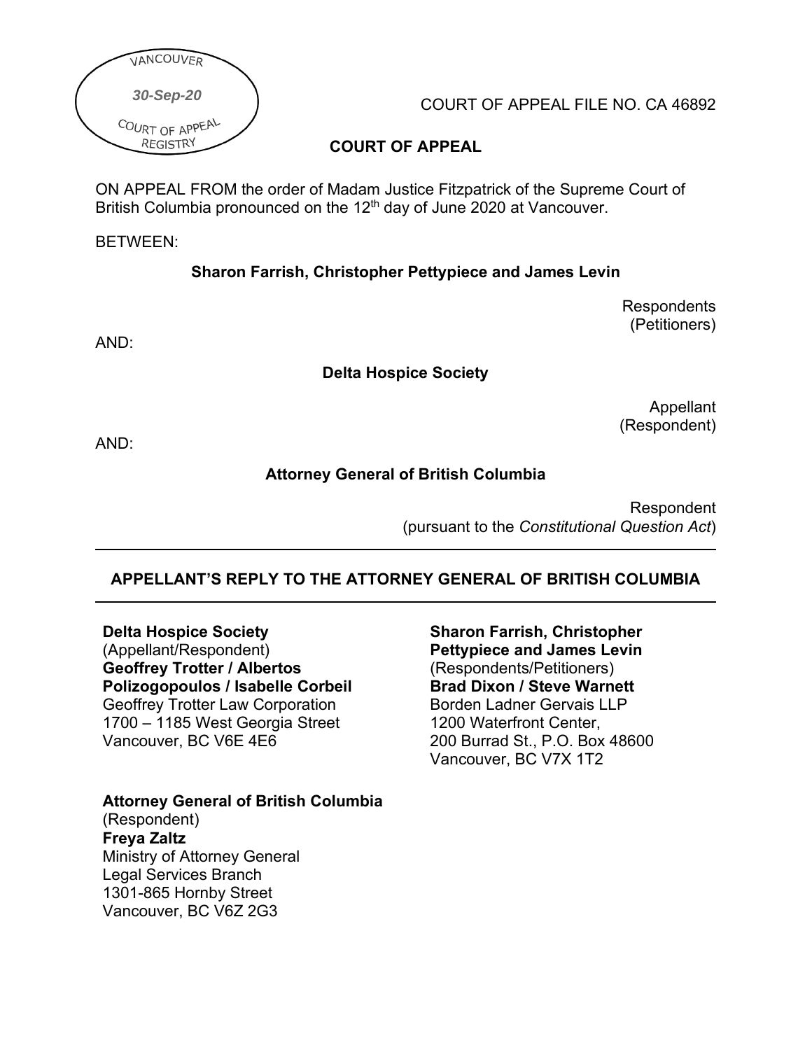VANCOUVER

30-Sep-20

COURT OF APPEAL REGISTRY

COURT OF APPEAL FILE NO. CA 46892

**COURT OF APPEAL**

ON APPEAL FROM the order of Madam Justice Fitzpatrick of the Supreme Court of British Columbia pronounced on the 12th day of June 2020 at Vancouver.

BETWEEN:

**Sharon Farrish, Christopher Pettypiece and James Levin**

Respondents
(Petitioners)

AND:

**Delta Hospice Society**

Appellant
(Respondent)

AND:

**Attorney General of British Columbia**

Respondent
(pursuant to the *Constitutional Question Act*)

---

## APPELLANT'S REPLY TO THE ATTORNEY GENERAL OF BRITISH COLUMBIA

---

**Delta Hospice Society**
(Appellant/Respondent)
**Geoffrey Trotter / Albertos Polizogopoulos / Isabelle Corbeil**
Geoffrey Trotter Law Corporation
1700 – 1185 West Georgia Street
Vancouver, BC V6E 4E6

**Sharon Farrish, Christopher Pettypiece and James Levin**
(Respondents/Petitioners)
**Brad Dixon / Steve Warnett**
Borden Ladner Gervais LLP
1200 Waterfront Center,
200 Burrad St., P.O. Box 48600
Vancouver, BC V7X 1T2

**Attorney General of British Columbia**
(Respondent)
**Freya Zaltz**
Ministry of Attorney General
Legal Services Branch
1301-865 Hornby Street
Vancouver, BC V6Z 2G3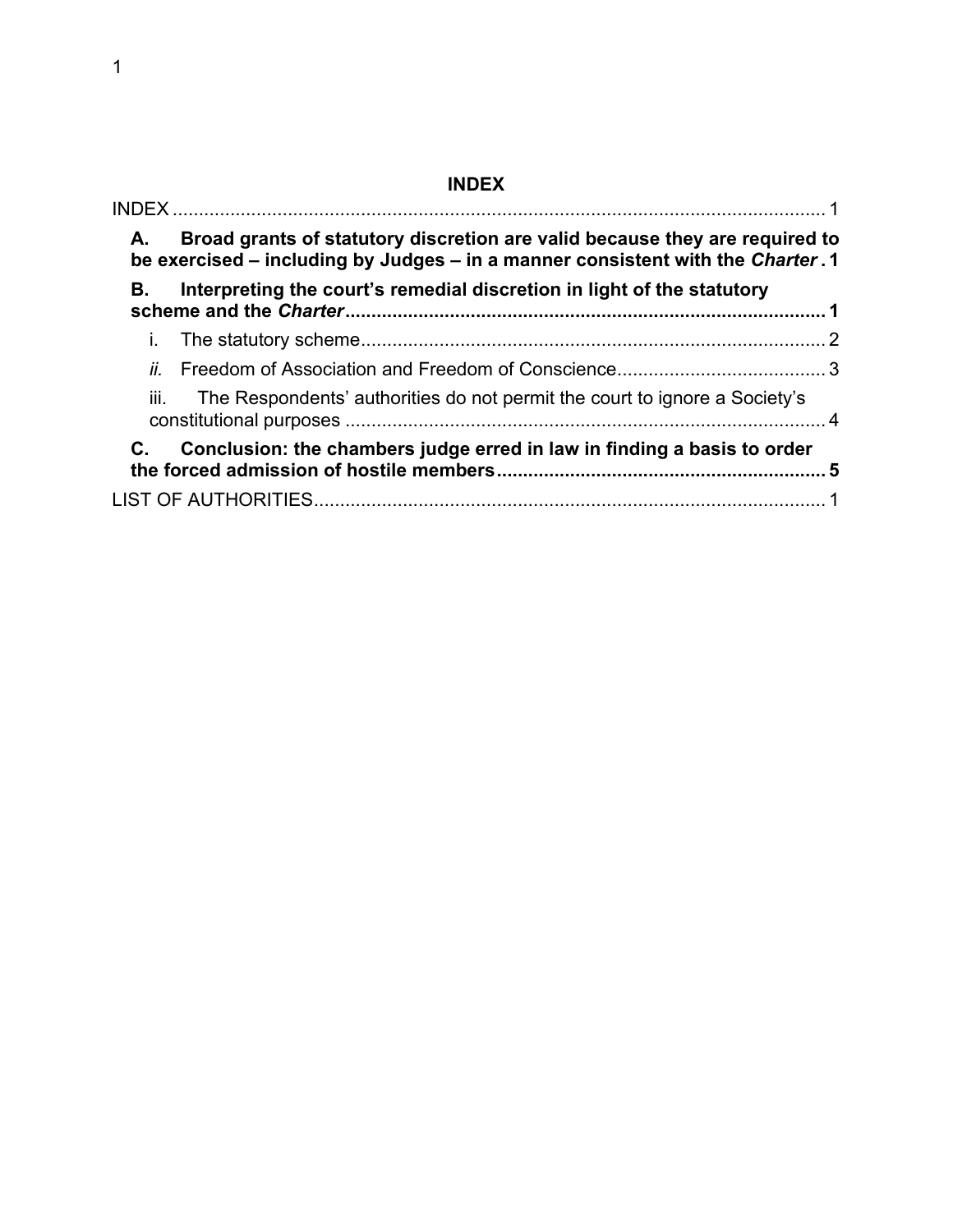## INDEX

INDEX ........................................................................................................................ 1

**A. Broad grants of statutory discretion are valid because they are required to be exercised – including by Judges – in a manner consistent with the *Charter* . 1**

**B. Interpreting the court's remedial discretion in light of the statutory scheme and the *Charter* .......................................................................................... 1**

i. The statutory scheme......................................................................................... 2

*ii.* Freedom of Association and Freedom of Conscience........................................ 3

iii. The Respondents' authorities do not permit the court to ignore a Society's constitutional purposes ............................................................................................ 4

**C. Conclusion: the chambers judge erred in law in finding a basis to order the forced admission of hostile members............................................................... 5**

LIST OF AUTHORITIES.................................................................................................. 1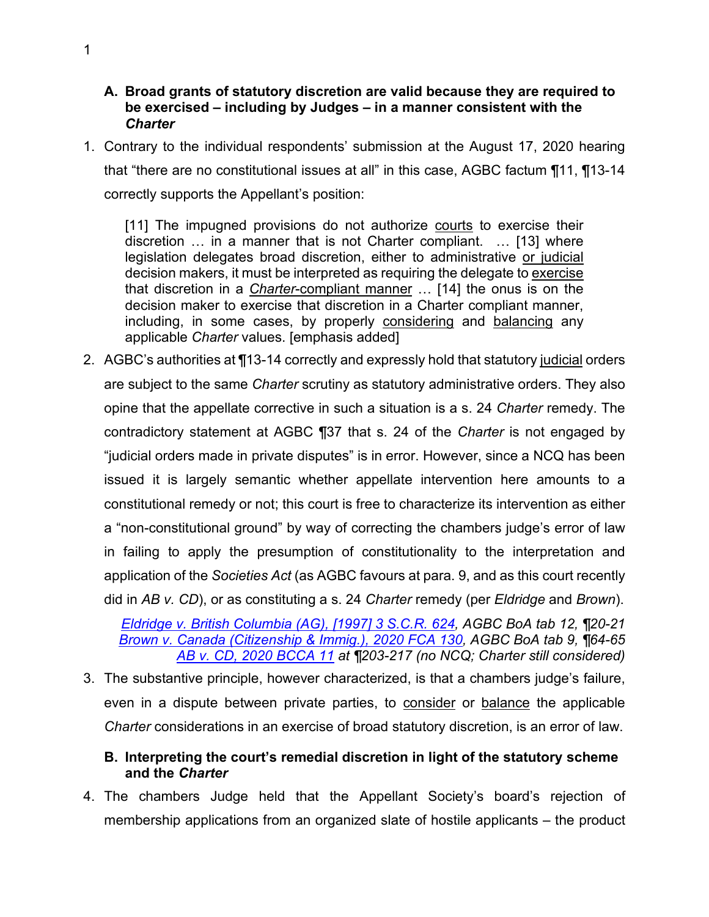### A. Broad grants of statutory discretion are valid because they are required to be exercised – including by Judges – in a manner consistent with the *Charter*

1. Contrary to the individual respondents' submission at the August 17, 2020 hearing that "there are no constitutional issues at all" in this case, AGBC factum ¶11, ¶13-14 correctly supports the Appellant's position:

> [11] The impugned provisions do not authorize courts to exercise their discretion … in a manner that is not Charter compliant. … [13] where legislation delegates broad discretion, either to administrative or judicial decision makers, it must be interpreted as requiring the delegate to exercise that discretion in a *Charter*-compliant manner … [14] the onus is on the decision maker to exercise that discretion in a Charter compliant manner, including, in some cases, by properly considering and balancing any applicable *Charter* values. [emphasis added]

2. AGBC's authorities at ¶13-14 correctly and expressly hold that statutory judicial orders are subject to the same *Charter* scrutiny as statutory administrative orders. They also opine that the appellate corrective in such a situation is a s. 24 *Charter* remedy. The contradictory statement at AGBC ¶37 that s. 24 of the *Charter* is not engaged by "judicial orders made in private disputes" is in error. However, since a NCQ has been issued it is largely semantic whether appellate intervention here amounts to a constitutional remedy or not; this court is free to characterize its intervention as either a "non-constitutional ground" by way of correcting the chambers judge's error of law in failing to apply the presumption of constitutionality to the interpretation and application of the *Societies Act* (as AGBC favours at para. 9, and as this court recently did in *AB v. CD*), or as constituting a s. 24 *Charter* remedy (per *Eldridge* and *Brown*).

*Eldridge v. British Columbia (AG), [1997] 3 S.C.R. 624, AGBC BoA tab 12, ¶20-21*
*Brown v. Canada (Citizenship & Immig.), 2020 FCA 130, AGBC BoA tab 9, ¶64-65*
*AB v. CD, 2020 BCCA 11 at ¶203-217 (no NCQ; Charter still considered)*

3. The substantive principle, however characterized, is that a chambers judge's failure, even in a dispute between private parties, to consider or balance the applicable *Charter* considerations in an exercise of broad statutory discretion, is an error of law.

### B. Interpreting the court's remedial discretion in light of the statutory scheme and the *Charter*

4. The chambers Judge held that the Appellant Society's board's rejection of membership applications from an organized slate of hostile applicants – the product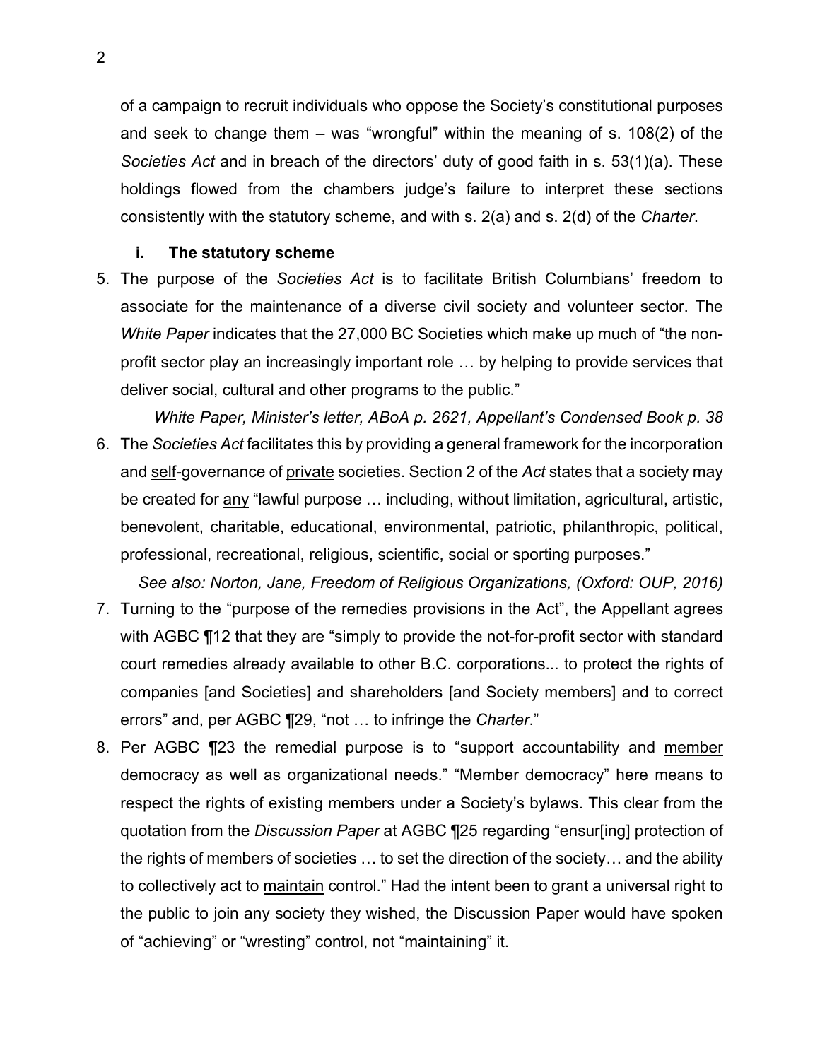of a campaign to recruit individuals who oppose the Society's constitutional purposes and seek to change them – was "wrongful" within the meaning of s. 108(2) of the *Societies Act* and in breach of the directors' duty of good faith in s. 53(1)(a). These holdings flowed from the chambers judge's failure to interpret these sections consistently with the statutory scheme, and with s. 2(a) and s. 2(d) of the *Charter*.

### i. The statutory scheme

5. The purpose of the *Societies Act* is to facilitate British Columbians' freedom to associate for the maintenance of a diverse civil society and volunteer sector. The *White Paper* indicates that the 27,000 BC Societies which make up much of "the non-profit sector play an increasingly important role … by helping to provide services that deliver social, cultural and other programs to the public."

   *White Paper, Minister's letter, ABoA p. 2621, Appellant's Condensed Book p. 38*

6. The *Societies Act* facilitates this by providing a general framework for the incorporation and <u>self</u>-governance of <u>private</u> societies. Section 2 of the *Act* states that a society may be created for <u>any</u> "lawful purpose … including, without limitation, agricultural, artistic, benevolent, charitable, educational, environmental, patriotic, philanthropic, political, professional, recreational, religious, scientific, social or sporting purposes."

   *See also: Norton, Jane, Freedom of Religious Organizations, (Oxford: OUP, 2016)*

7. Turning to the "purpose of the remedies provisions in the Act", the Appellant agrees with AGBC ¶12 that they are "simply to provide the not-for-profit sector with standard court remedies already available to other B.C. corporations... to protect the rights of companies [and Societies] and shareholders [and Society members] and to correct errors" and, per AGBC ¶29, "not … to infringe the *Charter*."

8. Per AGBC ¶23 the remedial purpose is to "support accountability and <u>member</u> democracy as well as organizational needs." "Member democracy" here means to respect the rights of <u>existing</u> members under a Society's bylaws. This clear from the quotation from the *Discussion Paper* at AGBC ¶25 regarding "ensur[ing] protection of the rights of members of societies … to set the direction of the society… and the ability to collectively act to <u>maintain</u> control." Had the intent been to grant a universal right to the public to join any society they wished, the Discussion Paper would have spoken of "achieving" or "wresting" control, not "maintaining" it.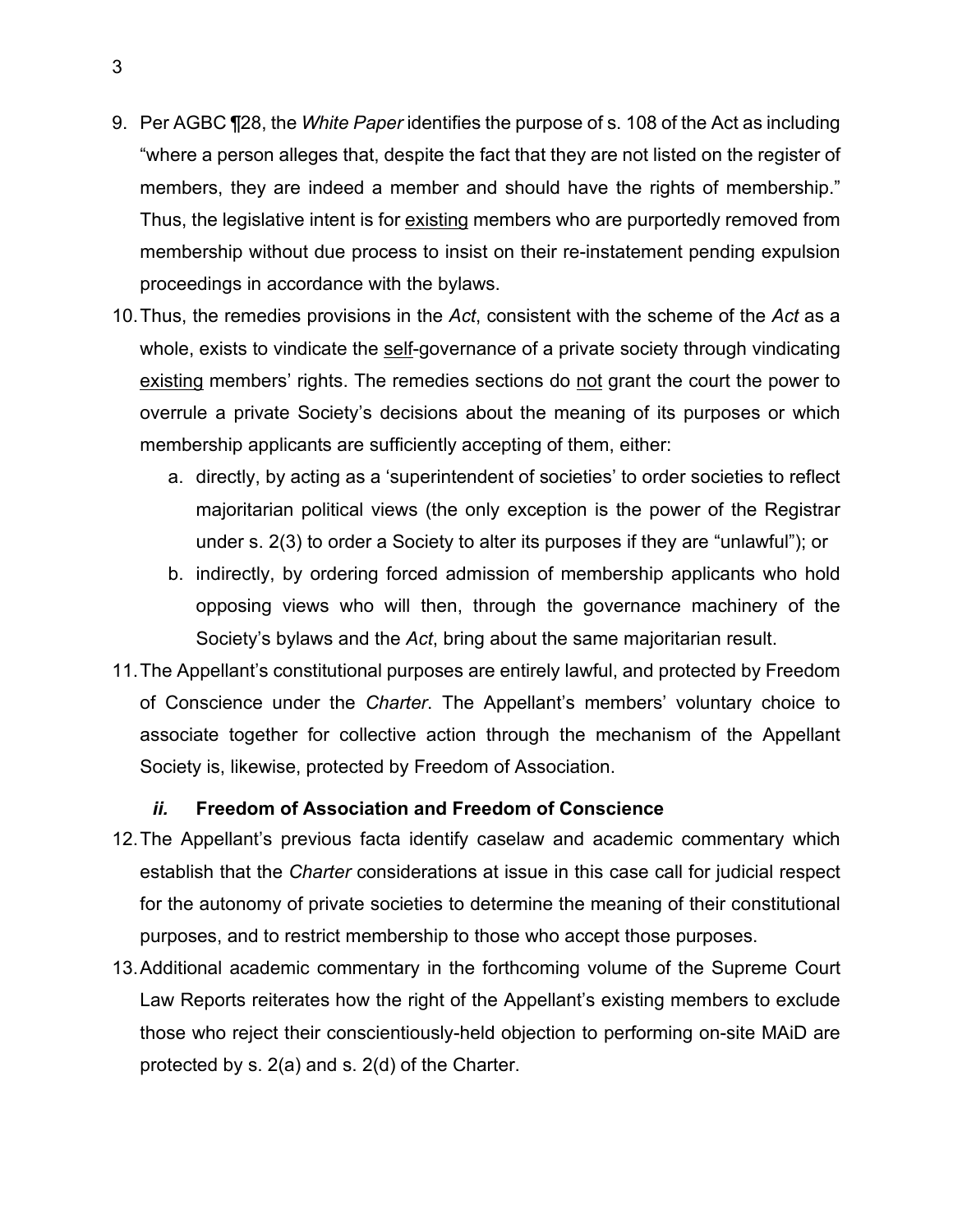9. Per AGBC ¶28, the *White Paper* identifies the purpose of s. 108 of the Act as including "where a person alleges that, despite the fact that they are not listed on the register of members, they are indeed a member and should have the rights of membership." Thus, the legislative intent is for <u>existing</u> members who are purportedly removed from membership without due process to insist on their re-instatement pending expulsion proceedings in accordance with the bylaws.

10. Thus, the remedies provisions in the *Act*, consistent with the scheme of the *Act* as a whole, exists to vindicate the <u>self</u>-governance of a private society through vindicating <u>existing</u> members' rights. The remedies sections do <u>not</u> grant the court the power to overrule a private Society's decisions about the meaning of its purposes or which membership applicants are sufficiently accepting of them, either:
    a. directly, by acting as a 'superintendent of societies' to order societies to reflect majoritarian political views (the only exception is the power of the Registrar under s. 2(3) to order a Society to alter its purposes if they are "unlawful"); or
    b. indirectly, by ordering forced admission of membership applicants who hold opposing views who will then, through the governance machinery of the Society's bylaws and the *Act*, bring about the same majoritarian result.

11. The Appellant's constitutional purposes are entirely lawful, and protected by Freedom of Conscience under the *Charter*. The Appellant's members' voluntary choice to associate together for collective action through the mechanism of the Appellant Society is, likewise, protected by Freedom of Association.

### *ii.* Freedom of Association and Freedom of Conscience

12. The Appellant's previous facta identify caselaw and academic commentary which establish that the *Charter* considerations at issue in this case call for judicial respect for the autonomy of private societies to determine the meaning of their constitutional purposes, and to restrict membership to those who accept those purposes.

13. Additional academic commentary in the forthcoming volume of the Supreme Court Law Reports reiterates how the right of the Appellant's existing members to exclude those who reject their conscientiously-held objection to performing on-site MAiD are protected by s. 2(a) and s. 2(d) of the Charter.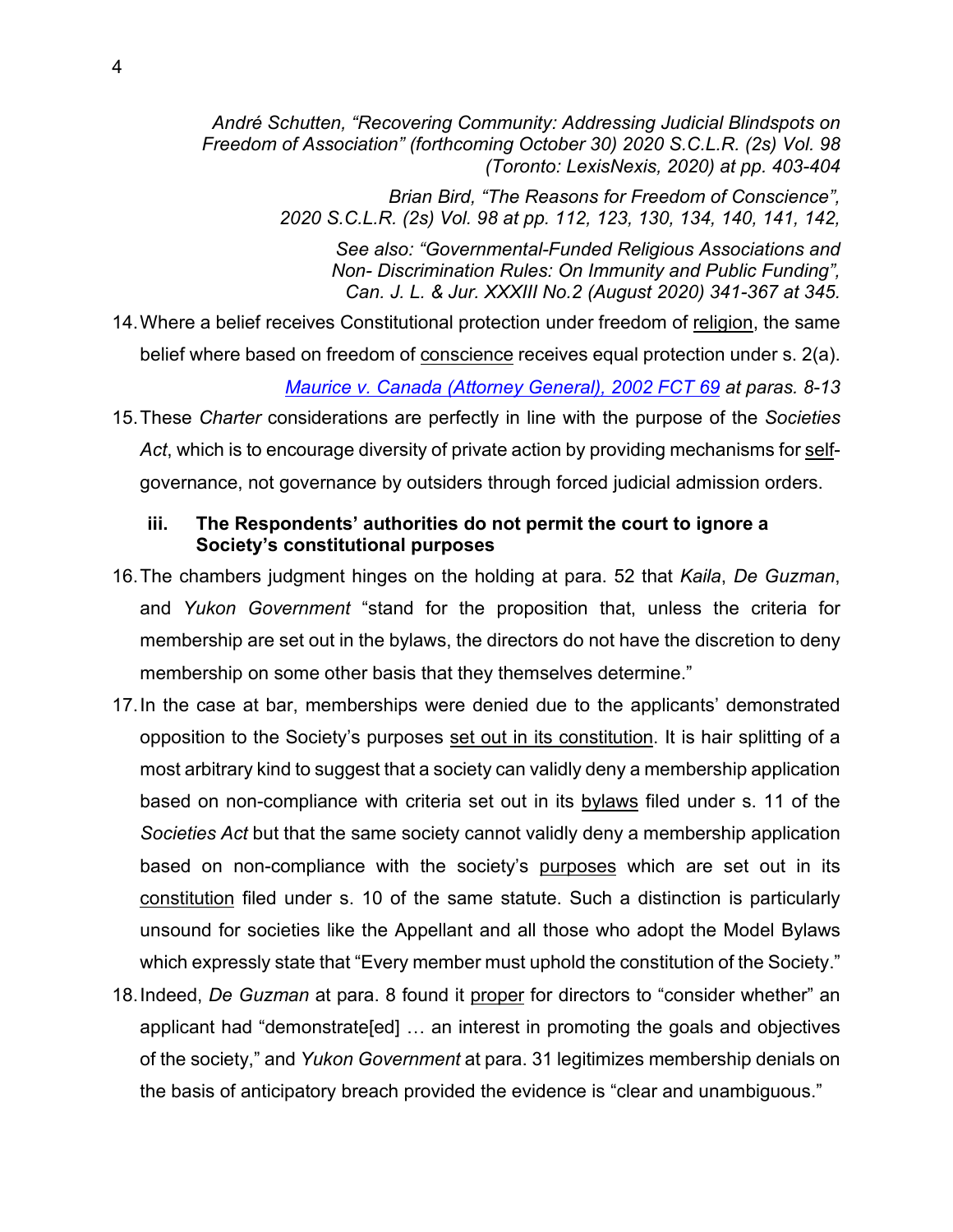*André Schutten, "Recovering Community: Addressing Judicial Blindspots on Freedom of Association" (forthcoming October 30) 2020 S.C.L.R. (2s) Vol. 98 (Toronto: LexisNexis, 2020) at pp. 403-404*

*Brian Bird, "The Reasons for Freedom of Conscience", 2020 S.C.L.R. (2s) Vol. 98 at pp. 112, 123, 130, 134, 140, 141, 142,*

*See also: "Governmental-Funded Religious Associations and Non- Discrimination Rules: On Immunity and Public Funding", Can. J. L. & Jur. XXXIII No.2 (August 2020) 341-367 at 345.*

14. Where a belief receives Constitutional protection under freedom of religion, the same belief where based on freedom of conscience receives equal protection under s. 2(a).

*Maurice v. Canada (Attorney General), 2002 FCT 69 at paras. 8-13*

15. These *Charter* considerations are perfectly in line with the purpose of the *Societies Act*, which is to encourage diversity of private action by providing mechanisms for self-governance, not governance by outsiders through forced judicial admission orders.

### iii. The Respondents' authorities do not permit the court to ignore a Society's constitutional purposes

16. The chambers judgment hinges on the holding at para. 52 that *Kaila*, *De Guzman*, and *Yukon Government* "stand for the proposition that, unless the criteria for membership are set out in the bylaws, the directors do not have the discretion to deny membership on some other basis that they themselves determine."

17. In the case at bar, memberships were denied due to the applicants' demonstrated opposition to the Society's purposes set out in its constitution. It is hair splitting of a most arbitrary kind to suggest that a society can validly deny a membership application based on non-compliance with criteria set out in its bylaws filed under s. 11 of the *Societies Act* but that the same society cannot validly deny a membership application based on non-compliance with the society's purposes which are set out in its constitution filed under s. 10 of the same statute. Such a distinction is particularly unsound for societies like the Appellant and all those who adopt the Model Bylaws which expressly state that "Every member must uphold the constitution of the Society."

18. Indeed, *De Guzman* at para. 8 found it proper for directors to "consider whether" an applicant had "demonstrate[ed] … an interest in promoting the goals and objectives of the society," and *Yukon Government* at para. 31 legitimizes membership denials on the basis of anticipatory breach provided the evidence is "clear and unambiguous."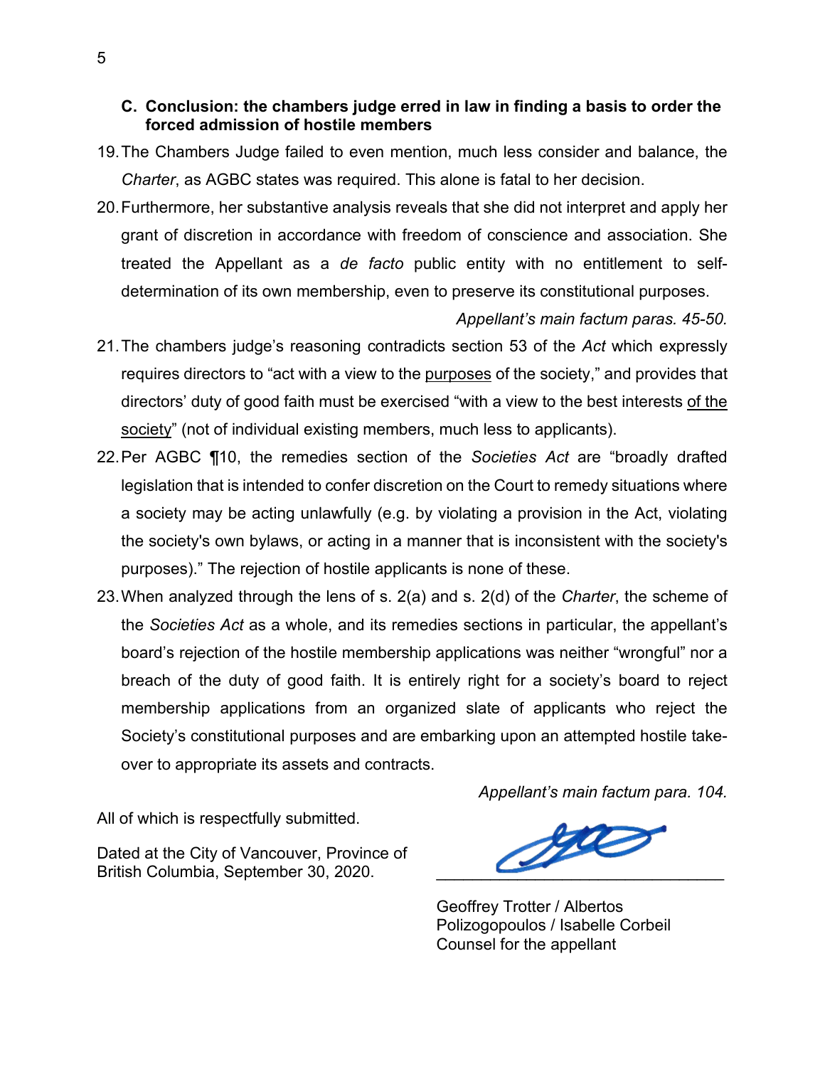### C. Conclusion: the chambers judge erred in law in finding a basis to order the forced admission of hostile members

19. The Chambers Judge failed to even mention, much less consider and balance, the *Charter*, as AGBC states was required. This alone is fatal to her decision.

20. Furthermore, her substantive analysis reveals that she did not interpret and apply her grant of discretion in accordance with freedom of conscience and association. She treated the Appellant as a *de facto* public entity with no entitlement to self-determination of its own membership, even to preserve its constitutional purposes.

   *Appellant's main factum paras. 45-50.*

21. The chambers judge's reasoning contradicts section 53 of the *Act* which expressly requires directors to "act with a view to the <u>purposes</u> of the society," and provides that directors' duty of good faith must be exercised "with a view to the best interests <u>of the society</u>" (not of individual existing members, much less to applicants).

22. Per AGBC ¶10, the remedies section of the *Societies Act* are "broadly drafted legislation that is intended to confer discretion on the Court to remedy situations where a society may be acting unlawfully (e.g. by violating a provision in the Act, violating the society's own bylaws, or acting in a manner that is inconsistent with the society's purposes)." The rejection of hostile applicants is none of these.

23. When analyzed through the lens of s. 2(a) and s. 2(d) of the *Charter*, the scheme of the *Societies Act* as a whole, and its remedies sections in particular, the appellant's board's rejection of the hostile membership applications was neither "wrongful" nor a breach of the duty of good faith. It is entirely right for a society's board to reject membership applications from an organized slate of applicants who reject the Society's constitutional purposes and are embarking upon an attempted hostile take-over to appropriate its assets and contracts.

   *Appellant's main factum para. 104.*

All of which is respectfully submitted.

Dated at the City of Vancouver, Province of British Columbia, September 30, 2020.

Geoffrey Trotter / Albertos Polizogopoulos / Isabelle Corbeil
Counsel for the appellant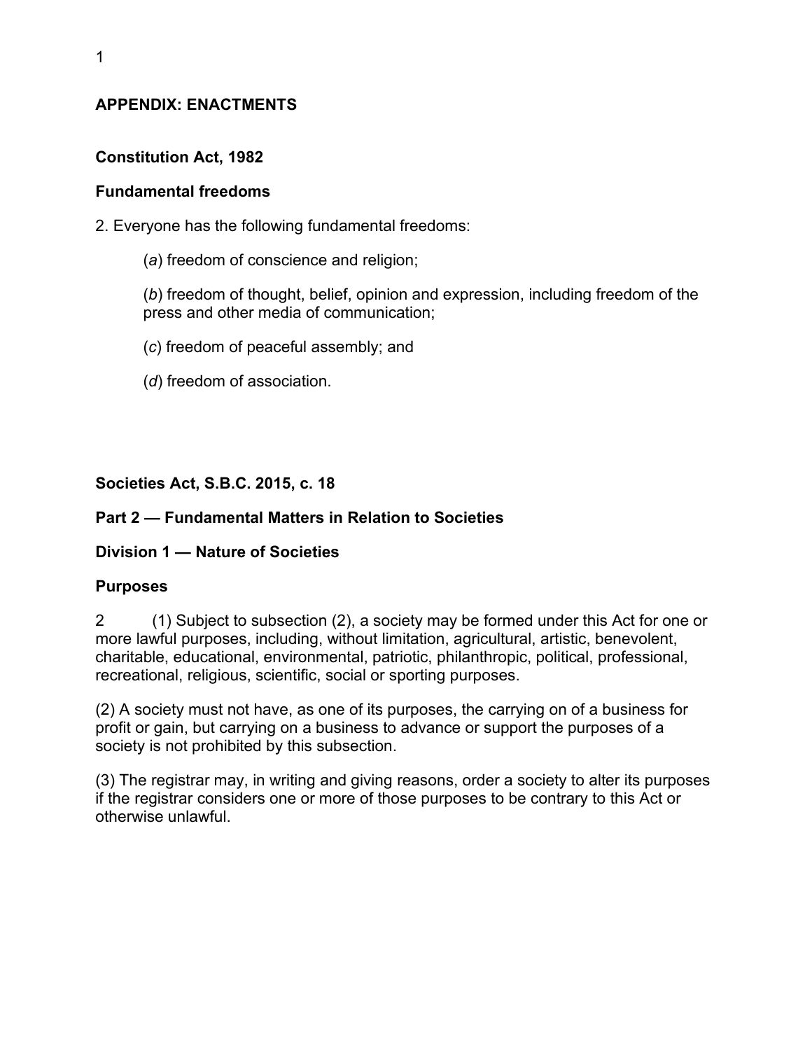## APPENDIX: ENACTMENTS

### Constitution Act, 1982

### Fundamental freedoms

2. Everyone has the following fundamental freedoms:

> (*a*) freedom of conscience and religion;
>
> (*b*) freedom of thought, belief, opinion and expression, including freedom of the press and other media of communication;
>
> (*c*) freedom of peaceful assembly; and
>
> (*d*) freedom of association.

### Societies Act, S.B.C. 2015, c. 18

### Part 2 — Fundamental Matters in Relation to Societies

### Division 1 — Nature of Societies

### Purposes

2 (1) Subject to subsection (2), a society may be formed under this Act for one or more lawful purposes, including, without limitation, agricultural, artistic, benevolent, charitable, educational, environmental, patriotic, philanthropic, political, professional, recreational, religious, scientific, social or sporting purposes.

(2) A society must not have, as one of its purposes, the carrying on of a business for profit or gain, but carrying on a business to advance or support the purposes of a society is not prohibited by this subsection.

(3) The registrar may, in writing and giving reasons, order a society to alter its purposes if the registrar considers one or more of those purposes to be contrary to this Act or otherwise unlawful.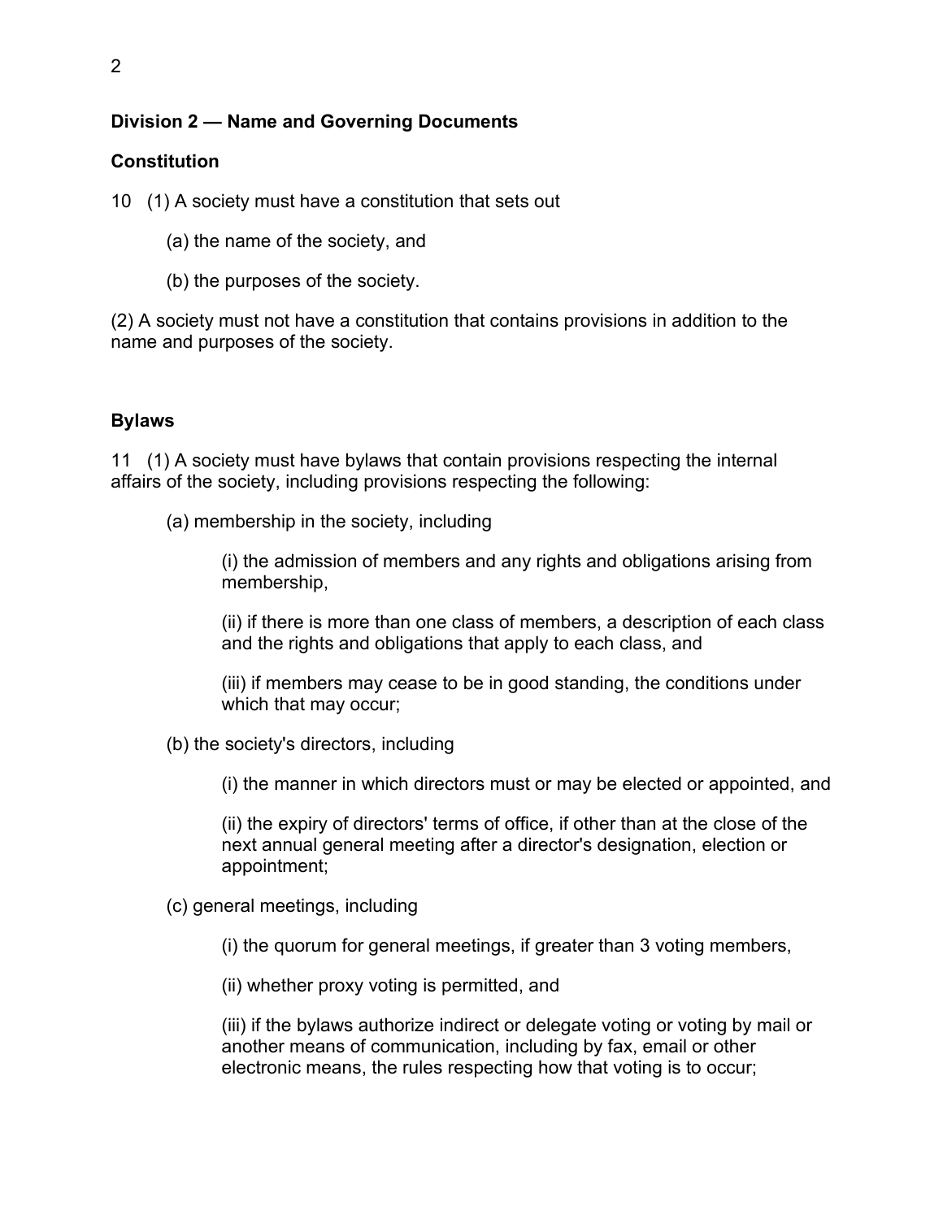## Division 2 — Name and Governing Documents

### Constitution

10 (1) A society must have a constitution that sets out

(a) the name of the society, and

(b) the purposes of the society.

(2) A society must not have a constitution that contains provisions in addition to the name and purposes of the society.

### Bylaws

11 (1) A society must have bylaws that contain provisions respecting the internal affairs of the society, including provisions respecting the following:

(a) membership in the society, including

(i) the admission of members and any rights and obligations arising from membership,

(ii) if there is more than one class of members, a description of each class and the rights and obligations that apply to each class, and

(iii) if members may cease to be in good standing, the conditions under which that may occur;

(b) the society's directors, including

(i) the manner in which directors must or may be elected or appointed, and

(ii) the expiry of directors' terms of office, if other than at the close of the next annual general meeting after a director's designation, election or appointment;

(c) general meetings, including

(i) the quorum for general meetings, if greater than 3 voting members,

(ii) whether proxy voting is permitted, and

(iii) if the bylaws authorize indirect or delegate voting or voting by mail or another means of communication, including by fax, email or other electronic means, the rules respecting how that voting is to occur;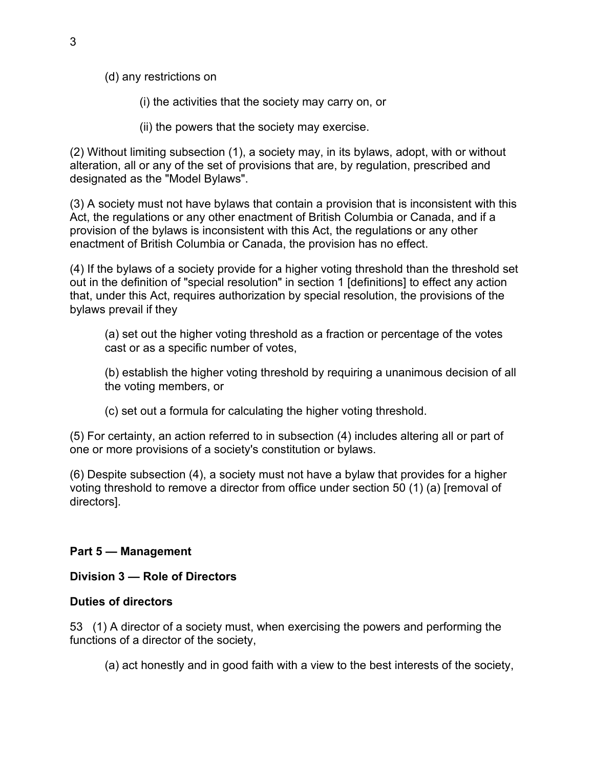(d) any restrictions on

(i) the activities that the society may carry on, or

(ii) the powers that the society may exercise.

(2) Without limiting subsection (1), a society may, in its bylaws, adopt, with or without alteration, all or any of the set of provisions that are, by regulation, prescribed and designated as the "Model Bylaws".

(3) A society must not have bylaws that contain a provision that is inconsistent with this Act, the regulations or any other enactment of British Columbia or Canada, and if a provision of the bylaws is inconsistent with this Act, the regulations or any other enactment of British Columbia or Canada, the provision has no effect.

(4) If the bylaws of a society provide for a higher voting threshold than the threshold set out in the definition of "special resolution" in section 1 [definitions] to effect any action that, under this Act, requires authorization by special resolution, the provisions of the bylaws prevail if they

(a) set out the higher voting threshold as a fraction or percentage of the votes cast or as a specific number of votes,

(b) establish the higher voting threshold by requiring a unanimous decision of all the voting members, or

(c) set out a formula for calculating the higher voting threshold.

(5) For certainty, an action referred to in subsection (4) includes altering all or part of one or more provisions of a society's constitution or bylaws.

(6) Despite subsection (4), a society must not have a bylaw that provides for a higher voting threshold to remove a director from office under section 50 (1) (a) [removal of directors].

**Part 5 — Management**

**Division 3 — Role of Directors**

**Duties of directors**

53 (1) A director of a society must, when exercising the powers and performing the functions of a director of the society,

(a) act honestly and in good faith with a view to the best interests of the society,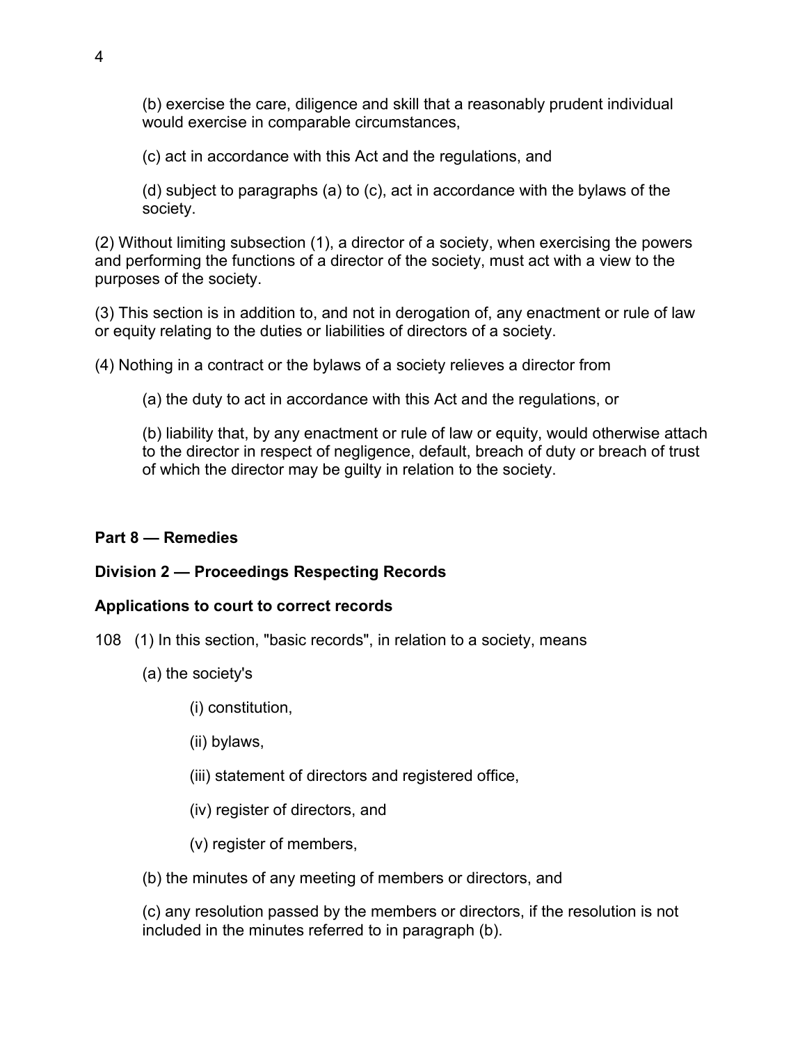(b) exercise the care, diligence and skill that a reasonably prudent individual would exercise in comparable circumstances,

(c) act in accordance with this Act and the regulations, and

(d) subject to paragraphs (a) to (c), act in accordance with the bylaws of the society.

(2) Without limiting subsection (1), a director of a society, when exercising the powers and performing the functions of a director of the society, must act with a view to the purposes of the society.

(3) This section is in addition to, and not in derogation of, any enactment or rule of law or equity relating to the duties or liabilities of directors of a society.

(4) Nothing in a contract or the bylaws of a society relieves a director from

(a) the duty to act in accordance with this Act and the regulations, or

(b) liability that, by any enactment or rule of law or equity, would otherwise attach to the director in respect of negligence, default, breach of duty or breach of trust of which the director may be guilty in relation to the society.

## Part 8 — Remedies

### Division 2 — Proceedings Respecting Records

#### Applications to court to correct records

108 (1) In this section, "basic records", in relation to a society, means

(a) the society's

(i) constitution,

(ii) bylaws,

(iii) statement of directors and registered office,

(iv) register of directors, and

(v) register of members,

(b) the minutes of any meeting of members or directors, and

(c) any resolution passed by the members or directors, if the resolution is not included in the minutes referred to in paragraph (b).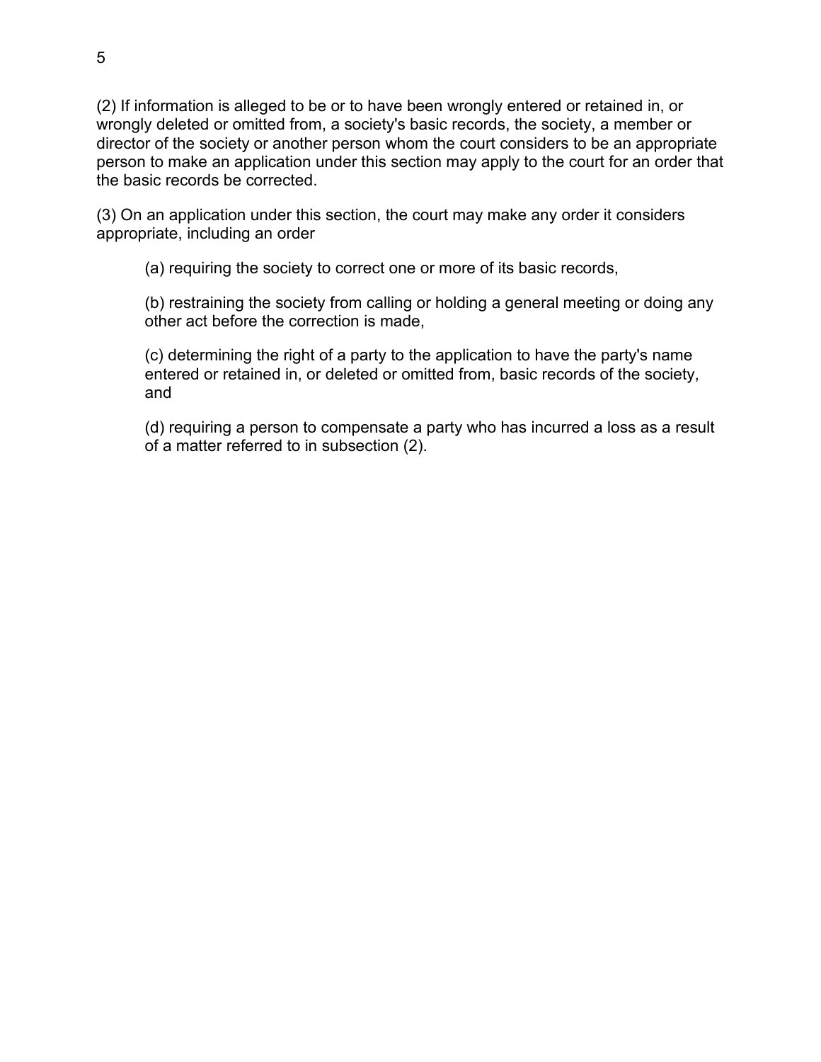(2) If information is alleged to be or to have been wrongly entered or retained in, or wrongly deleted or omitted from, a society's basic records, the society, a member or director of the society or another person whom the court considers to be an appropriate person to make an application under this section may apply to the court for an order that the basic records be corrected.

(3) On an application under this section, the court may make any order it considers appropriate, including an order

(a) requiring the society to correct one or more of its basic records,

(b) restraining the society from calling or holding a general meeting or doing any other act before the correction is made,

(c) determining the right of a party to the application to have the party's name entered or retained in, or deleted or omitted from, basic records of the society, and

(d) requiring a person to compensate a party who has incurred a loss as a result of a matter referred to in subsection (2).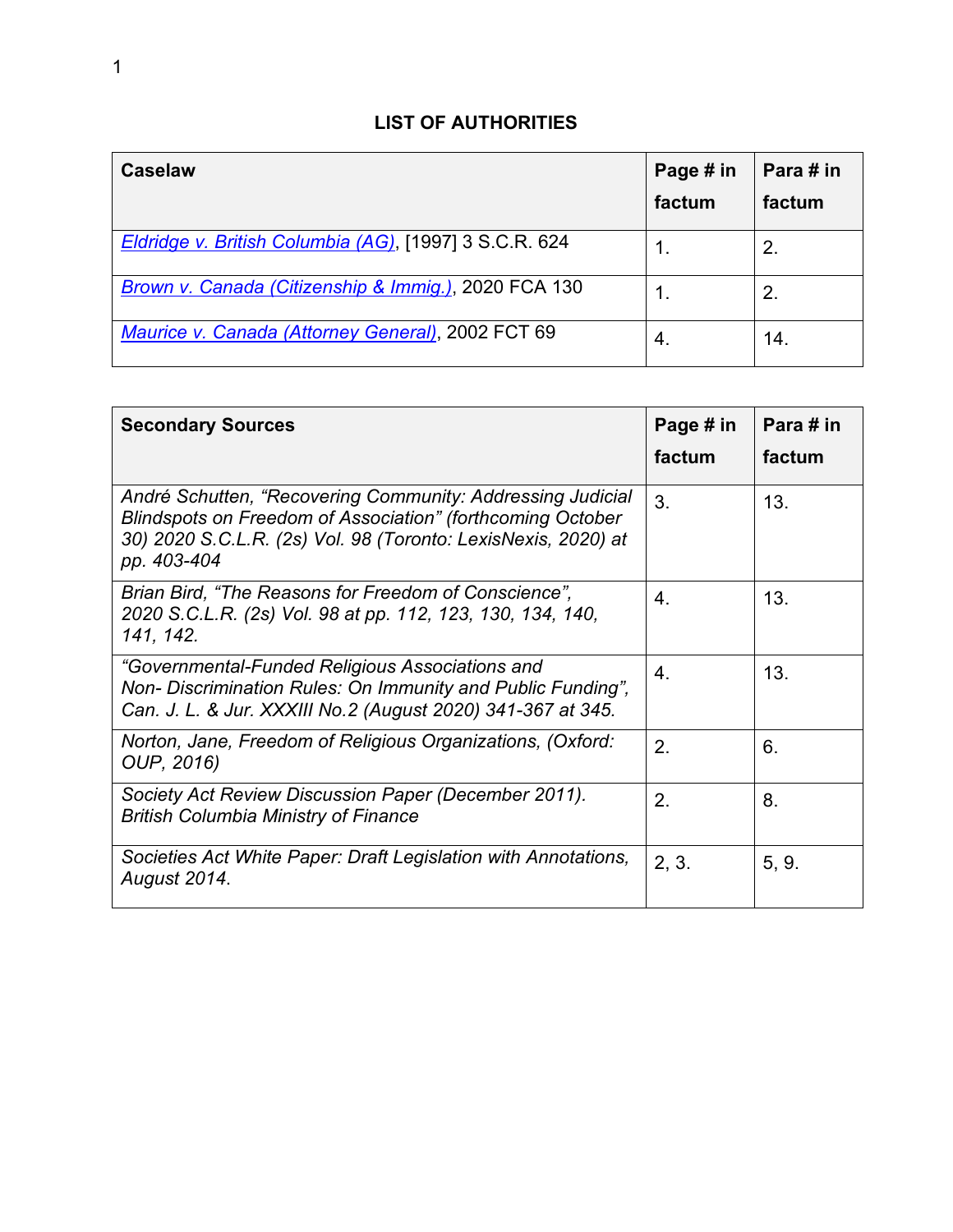**LIST OF AUTHORITIES**

| Caselaw | Page # in factum | Para # in factum |
|---|---|---|
| *Eldridge v. British Columbia (AG)*, [1997] 3 S.C.R. 624 | 1. | 2. |
| *Brown v. Canada (Citizenship & Immig.)*, 2020 FCA 130 | 1. | 2. |
| *Maurice v. Canada (Attorney General)*, 2002 FCT 69 | 4. | 14. |

| Secondary Sources | Page # in factum | Para # in factum |
|---|---|---|
| *André Schutten, "Recovering Community: Addressing Judicial Blindspots on Freedom of Association" (forthcoming October 30) 2020 S.C.L.R. (2s) Vol. 98 (Toronto: LexisNexis, 2020) at pp. 403-404* | 3. | 13. |
| *Brian Bird, "The Reasons for Freedom of Conscience", 2020 S.C.L.R. (2s) Vol. 98 at pp. 112, 123, 130, 134, 140, 141, 142.* | 4. | 13. |
| *"Governmental-Funded Religious Associations and Non- Discrimination Rules: On Immunity and Public Funding", Can. J. L. & Jur. XXXIII No.2 (August 2020) 341-367 at 345.* | 4. | 13. |
| *Norton, Jane, Freedom of Religious Organizations, (Oxford: OUP, 2016)* | 2. | 6. |
| *Society Act Review Discussion Paper (December 2011). British Columbia Ministry of Finance* | 2. | 8. |
| *Societies Act White Paper: Draft Legislation with Annotations, August 2014.* | 2, 3. | 5, 9. |